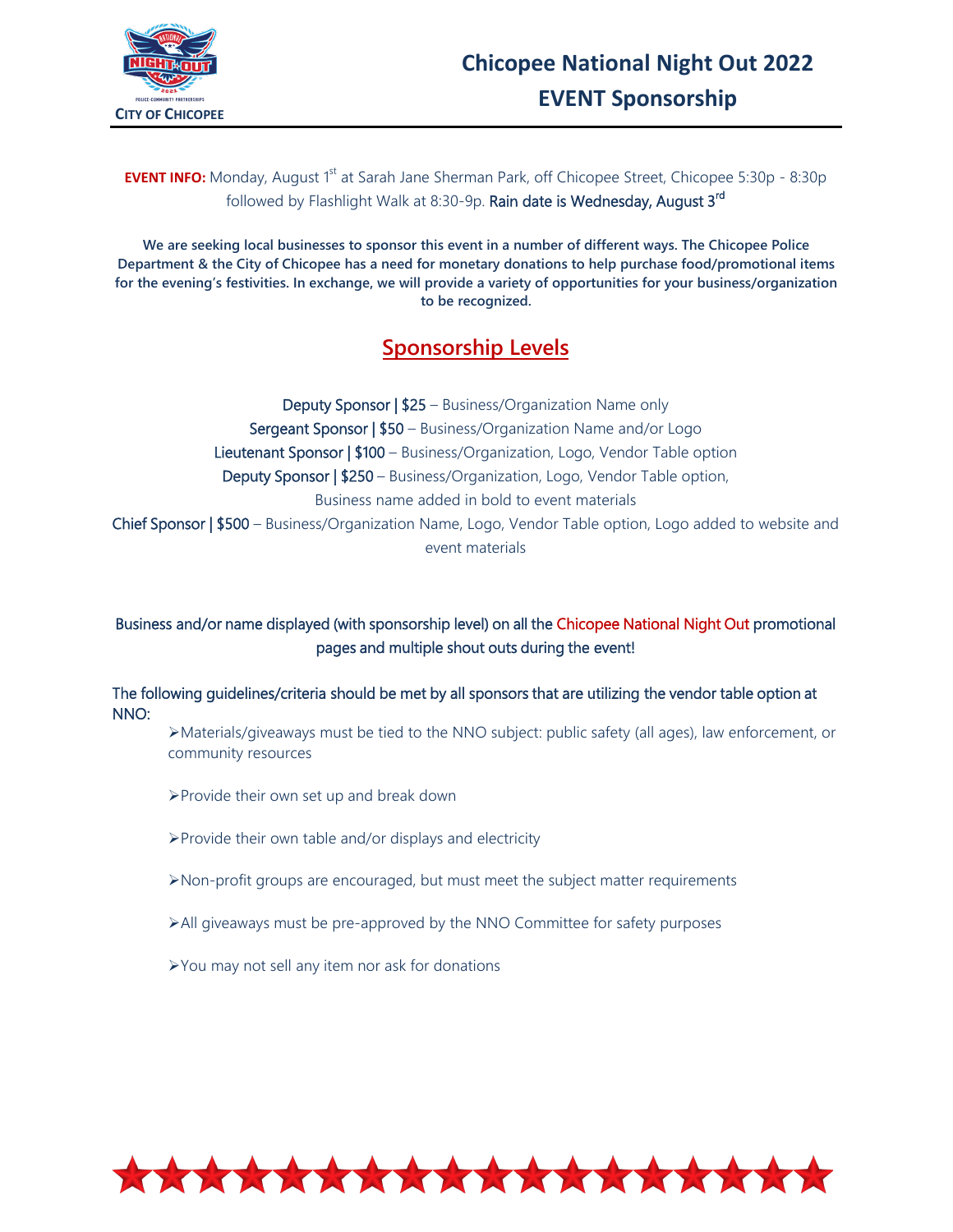CITY OF CHICOPEE

# Chicopee National Night Out 2022
# EVENT Sponsorship

**EVENT INFO:** Monday, August 1st at Sarah Jane Sherman Park, off Chicopee Street, Chicopee 5:30p - 8:30p followed by Flashlight Walk at 8:30-9p. Rain date is Wednesday, August 3rd

**We are seeking local businesses to sponsor this event in a number of different ways. The Chicopee Police Department & the City of Chicopee has a need for monetary donations to help purchase food/promotional items for the evening's festivities. In exchange, we will provide a variety of opportunities for your business/organization to be recognized.**

## Sponsorship Levels

Deputy Sponsor | $25 – Business/Organization Name only

Sergeant Sponsor | $50 – Business/Organization Name and/or Logo

Lieutenant Sponsor | $100 – Business/Organization, Logo, Vendor Table option

Deputy Sponsor | $250 – Business/Organization, Logo, Vendor Table option, Business name added in bold to event materials

Chief Sponsor | $500 – Business/Organization Name, Logo, Vendor Table option, Logo added to website and event materials

Business and/or name displayed (with sponsorship level) on all the Chicopee National Night Out promotional pages and multiple shout outs during the event!

The following guidelines/criteria should be met by all sponsors that are utilizing the vendor table option at NNO:

- Materials/giveaways must be tied to the NNO subject: public safety (all ages), law enforcement, or community resources
- Provide their own set up and break down
- Provide their own table and/or displays and electricity
- Non-profit groups are encouraged, but must meet the subject matter requirements
- All giveaways must be pre-approved by the NNO Committee for safety purposes
- You may not sell any item nor ask for donations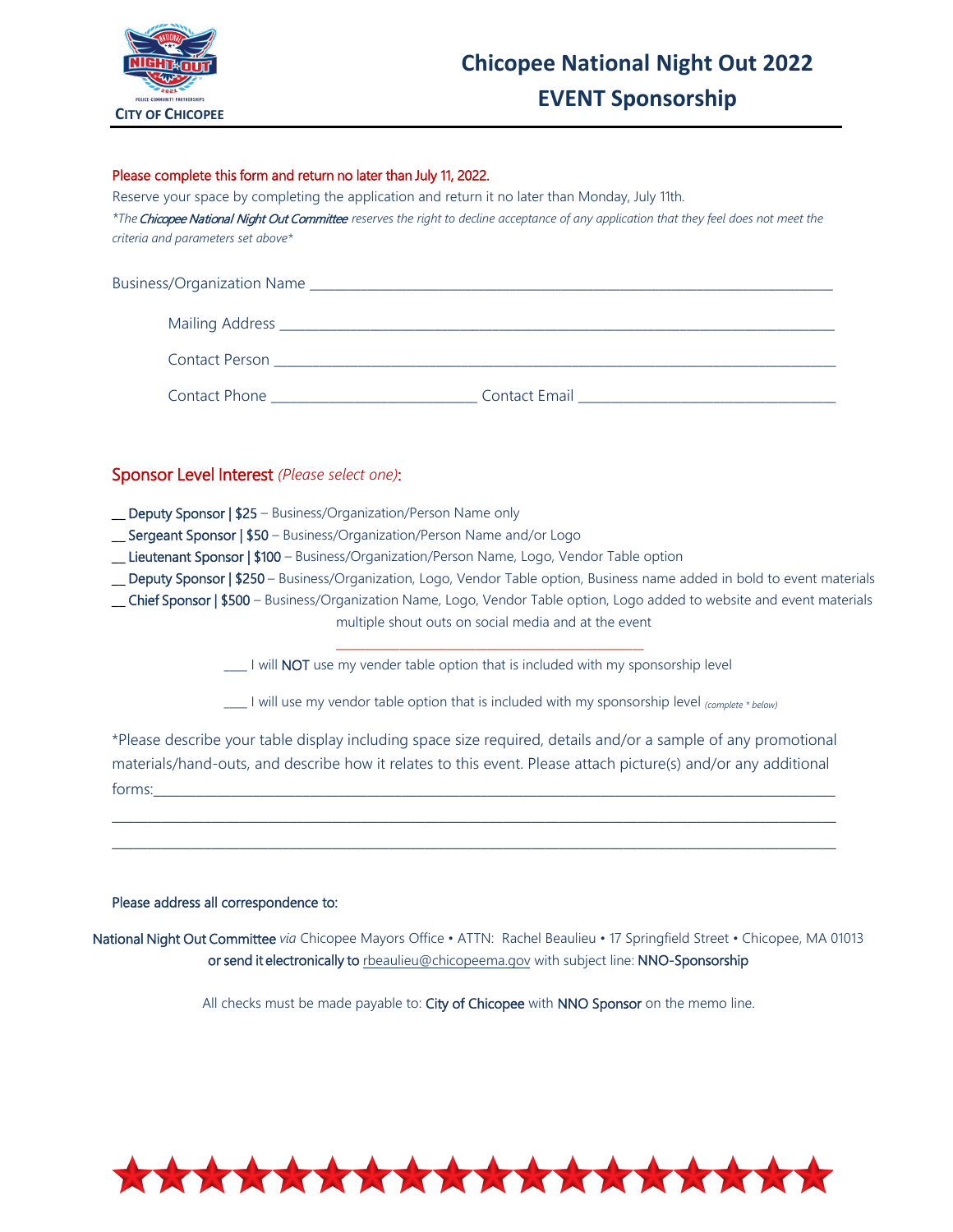CITY OF CHICOPEE

# Chicopee National Night Out 2022
# EVENT Sponsorship

Please complete this form and return no later than July 11, 2022.

Reserve your space by completing the application and return it no later than Monday, July 11th.

*\*The Chicopee National Night Out Committee reserves the right to decline acceptance of any application that they feel does not meet the criteria and parameters set above\**

Business/Organization Name ___________________________________________

Mailing Address ___________________________________________

Contact Person ___________________________________________

Contact Phone _______________________ Contact Email _______________________

## Sponsor Level Interest *(Please select one)*:

__ **Deputy Sponsor | $25** – Business/Organization/Person Name only

__ **Sergeant Sponsor | $50** – Business/Organization/Person Name and/or Logo

__ **Lieutenant Sponsor | $100** – Business/Organization/Person Name, Logo, Vendor Table option

__ **Deputy Sponsor | $250** – Business/Organization, Logo, Vendor Table option, Business name added in bold to event materials

__ **Chief Sponsor | $500** – Business/Organization Name, Logo, Vendor Table option, Logo added to website and event materials multiple shout outs on social media and at the event

____ I will **NOT** use my vender table option that is included with my sponsorship level

____ I will use my vendor table option that is included with my sponsorship level *(complete \* below)*

\*Please describe your table display including space size required, details and/or a sample of any promotional materials/hand-outs, and describe how it relates to this event. Please attach picture(s) and/or any additional forms:___________________________________________

___________________________________________

___________________________________________

**Please address all correspondence to:**

**National Night Out Committee** *via* Chicopee Mayors Office • ATTN: Rachel Beaulieu • 17 Springfield Street • Chicopee, MA 01013
**or send it electronically to** rbeaulieu@chicopeema.gov with subject line: **NNO-Sponsorship**

All checks must be made payable to: **City of Chicopee** with **NNO Sponsor** on the memo line.